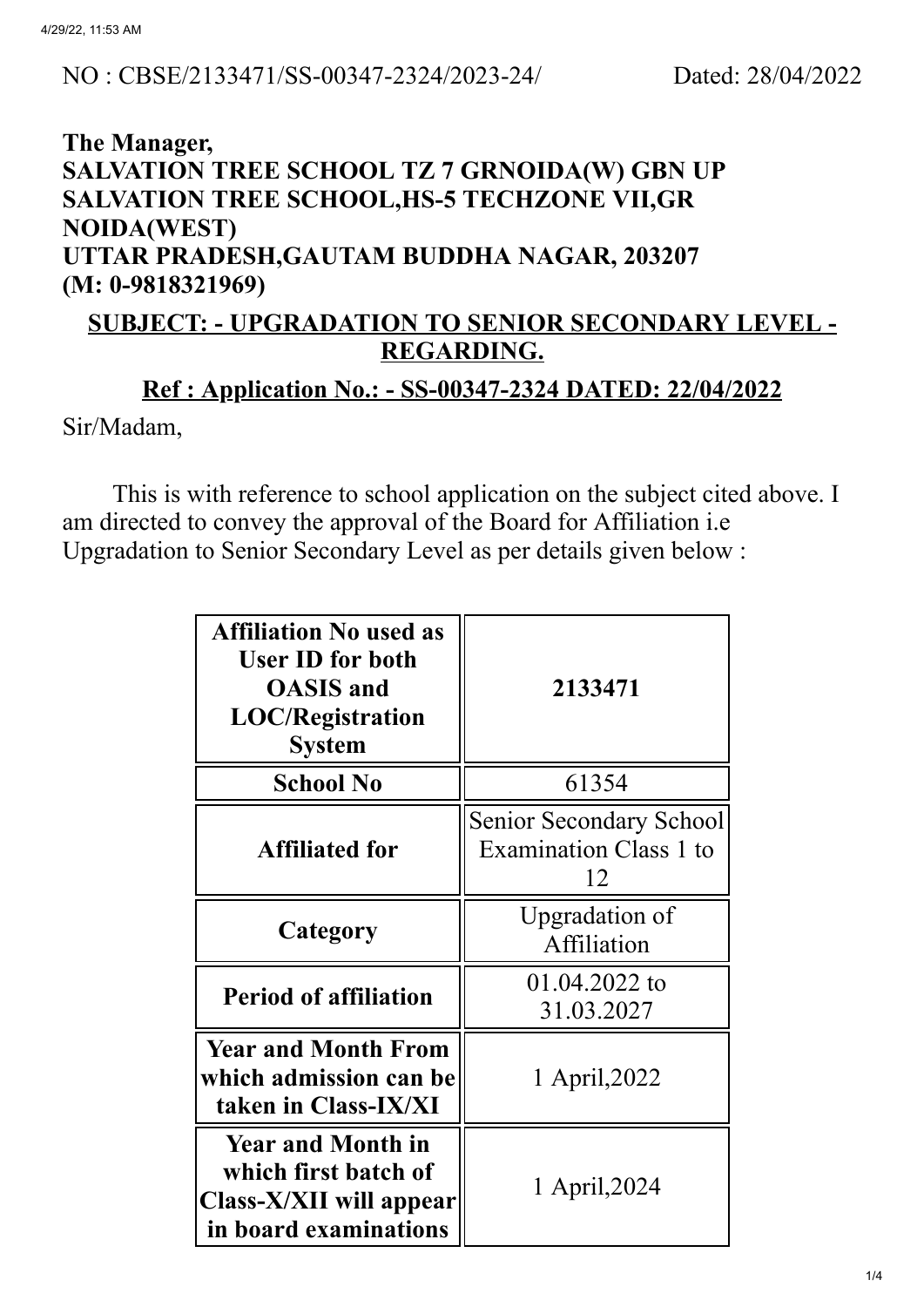NO : CBSE/2133471/SS-00347-2324/2023-24/ Dated: 28/04/2022

**The Manager,**
**SALVATION TREE SCHOOL TZ 7 GRNOIDA(W) GBN UP**
**SALVATION TREE SCHOOL,HS-5 TECHZONE VII,GR NOIDA(WEST)**
**UTTAR PRADESH,GAUTAM BUDDHA NAGAR, 203207**
**(M: 0-9818321969)**

**SUBJECT: - UPGRADATION TO SENIOR SECONDARY LEVEL - REGARDING.**

**Ref : Application No.: - SS-00347-2324 DATED: 22/04/2022**

Sir/Madam,

This is with reference to school application on the subject cited above. I am directed to convey the approval of the Board for Affiliation i.e Upgradation to Senior Secondary Level as per details given below :

| | |
|---|---|
| **Affiliation No used as User ID for both OASIS and LOC/Registration System** | **2133471** |
| **School No** | 61354 |
| **Affiliated for** | Senior Secondary School Examination Class 1 to 12 |
| **Category** | Upgradation of Affiliation |
| **Period of affiliation** | 01.04.2022 to 31.03.2027 |
| **Year and Month From which admission can be taken in Class-IX/XI** | 1 April,2022 |
| **Year and Month in which first batch of Class-X/XII will appear in board examinations** | 1 April,2024 |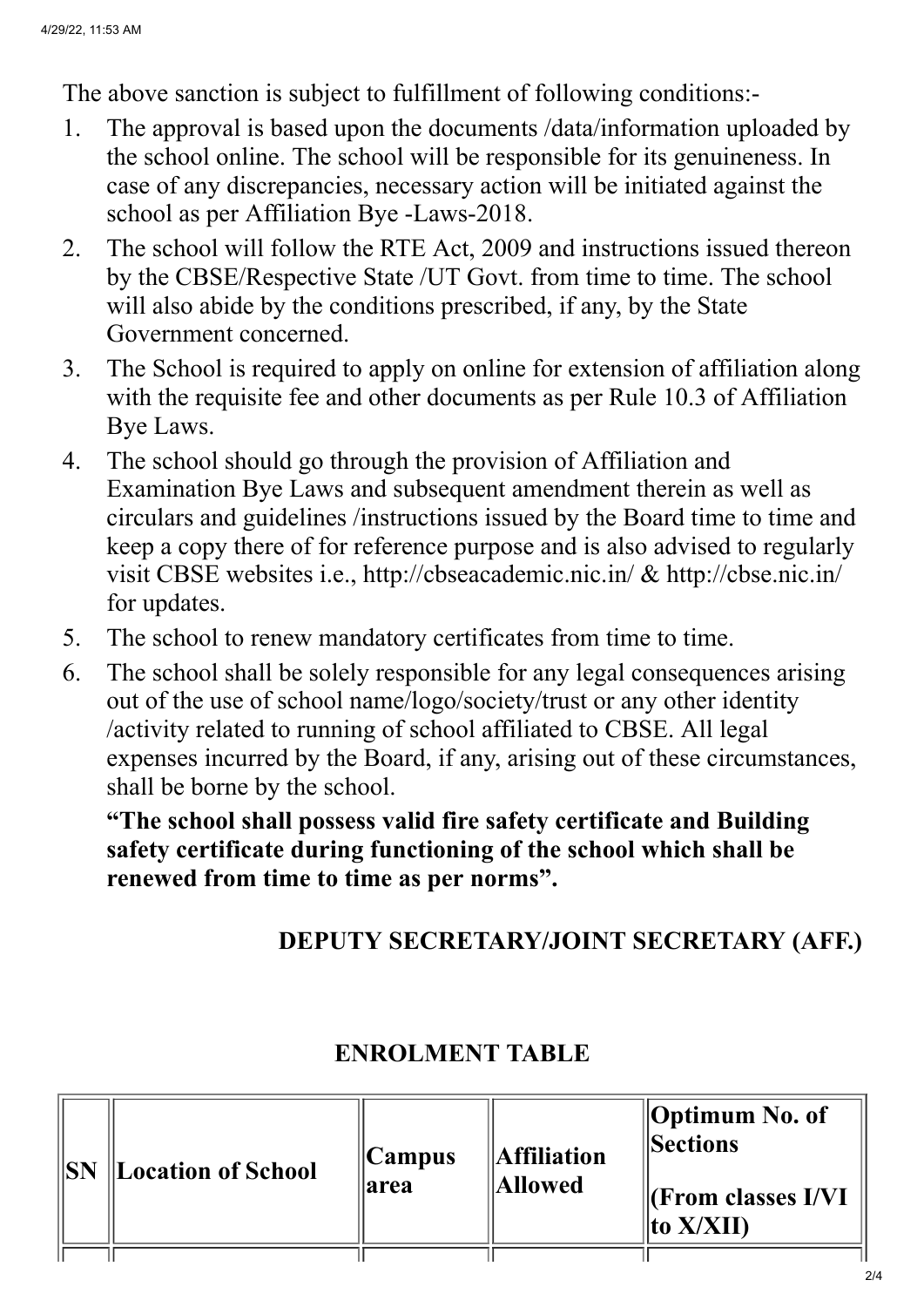The above sanction is subject to fulfillment of following conditions:-

1. The approval is based upon the documents /data/information uploaded by the school online. The school will be responsible for its genuineness. In case of any discrepancies, necessary action will be initiated against the school as per Affiliation Bye -Laws-2018.
2. The school will follow the RTE Act, 2009 and instructions issued thereon by the CBSE/Respective State /UT Govt. from time to time. The school will also abide by the conditions prescribed, if any, by the State Government concerned.
3. The School is required to apply on online for extension of affiliation along with the requisite fee and other documents as per Rule 10.3 of Affiliation Bye Laws.
4. The school should go through the provision of Affiliation and Examination Bye Laws and subsequent amendment therein as well as circulars and guidelines /instructions issued by the Board time to time and keep a copy there of for reference purpose and is also advised to regularly visit CBSE websites i.e., http://cbseacademic.nic.in/ & http://cbse.nic.in/ for updates.
5. The school to renew mandatory certificates from time to time.
6. The school shall be solely responsible for any legal consequences arising out of the use of school name/logo/society/trust or any other identity /activity related to running of school affiliated to CBSE. All legal expenses incurred by the Board, if any, arising out of these circumstances, shall be borne by the school.

   **“The school shall possess valid fire safety certificate and Building safety certificate during functioning of the school which shall be renewed from time to time as per norms”.**

**DEPUTY SECRETARY/JOINT SECRETARY (AFF.)**

## ENROLMENT TABLE

| SN | Location of School | Campus area | Affiliation Allowed | Optimum No. of Sections (From classes I/VI to X/XII) |
|---|---|---|---|---|
| | | | | |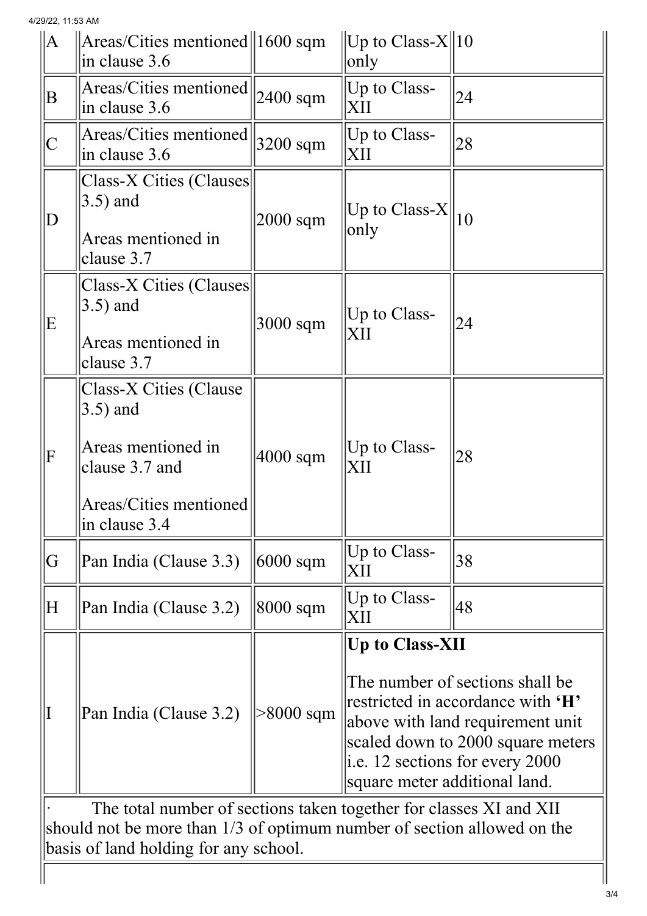| A | Areas/Cities mentioned in clause 3.6 | 1600 sqm | Up to Class-X only | 10 |
|---|---|---|---|---|
| B | Areas/Cities mentioned in clause 3.6 | 2400 sqm | Up to Class-XII | 24 |
| C | Areas/Cities mentioned in clause 3.6 | 3200 sqm | Up to Class-XII | 28 |
| D | Class-X Cities (Clauses 3.5) and<br><br>Areas mentioned in clause 3.7 | 2000 sqm | Up to Class-X only | 10 |
| E | Class-X Cities (Clauses 3.5) and<br><br>Areas mentioned in clause 3.7 | 3000 sqm | Up to Class-XII | 24 |
| F | Class-X Cities (Clause 3.5) and<br><br>Areas mentioned in clause 3.7 and<br><br>Areas/Cities mentioned in clause 3.4 | 4000 sqm | Up to Class-XII | 28 |
| G | Pan India (Clause 3.3) | 6000 sqm | Up to Class-XII | 38 |
| H | Pan India (Clause 3.2) | 8000 sqm | Up to Class-XII | 48 |
| I | Pan India (Clause 3.2) | >8000 sqm | **Up to Class-XII**<br><br>The number of sections shall be restricted in accordance with **'H'** above with land requirement unit scaled down to 2000 square meters i.e. 12 sections for every 2000 square meter additional land. | |

· The total number of sections taken together for classes XI and XII should not be more than 1/3 of optimum number of section allowed on the basis of land holding for any school.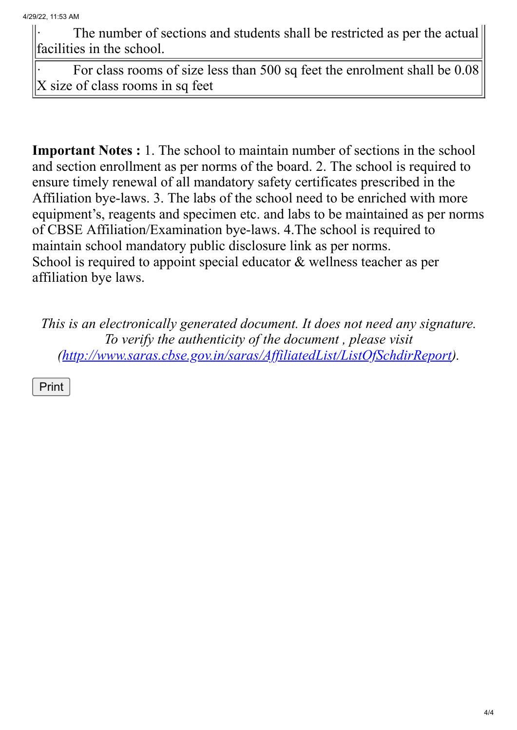| |
|---|
| · The number of sections and students shall be restricted as per the actual facilities in the school. |
| · For class rooms of size less than 500 sq feet the enrolment shall be 0.08 X size of class rooms in sq feet |

**Important Notes :** 1. The school to maintain number of sections in the school and section enrollment as per norms of the board. 2. The school is required to ensure timely renewal of all mandatory safety certificates prescribed in the Affiliation bye-laws. 3. The labs of the school need to be enriched with more equipment's, reagents and specimen etc. and labs to be maintained as per norms of CBSE Affiliation/Examination bye-laws. 4.The school is required to maintain school mandatory public disclosure link as per norms.
School is required to appoint special educator & wellness teacher as per affiliation bye laws.

*This is an electronically generated document. It does not need any signature. To verify the authenticity of the document , please visit (http://www.saras.cbse.gov.in/saras/AffiliatedList/ListOfSchdirReport).*

Print